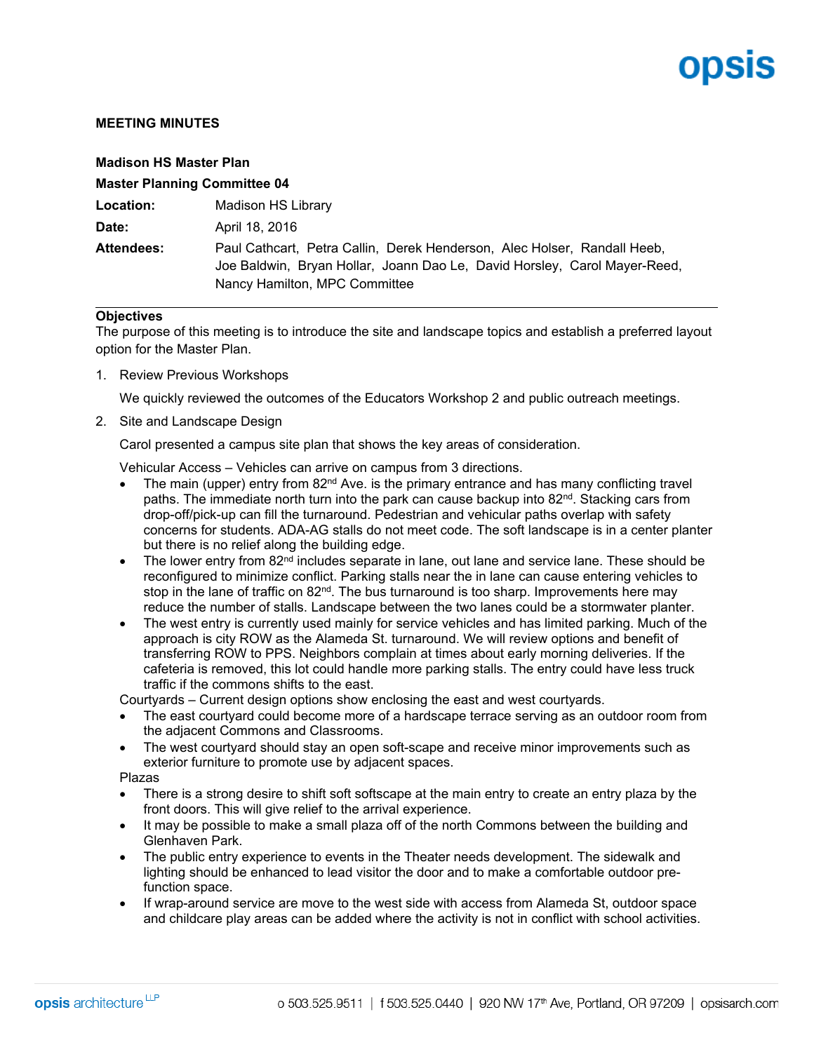**MEETING MINUTES**

**Madison HS Master Plan**

**Master Planning Committee 04**

| | |
|---|---|
| **Location:** | Madison HS Library |
| **Date:** | April 18, 2016 |
| **Attendees:** | Paul Cathcart, Petra Callin, Derek Henderson, Alec Holser, Randall Heeb, Joe Baldwin, Bryan Hollar, Joann Dao Le, David Horsley, Carol Mayer-Reed, Nancy Hamilton, MPC Committee |

**Objectives**

The purpose of this meeting is to introduce the site and landscape topics and establish a preferred layout option for the Master Plan.

1. Review Previous Workshops

   We quickly reviewed the outcomes of the Educators Workshop 2 and public outreach meetings.

2. Site and Landscape Design

   Carol presented a campus site plan that shows the key areas of consideration.

   Vehicular Access – Vehicles can arrive on campus from 3 directions.

   - The main (upper) entry from 82nd Ave. is the primary entrance and has many conflicting travel paths. The immediate north turn into the park can cause backup into 82nd. Stacking cars from drop-off/pick-up can fill the turnaround. Pedestrian and vehicular paths overlap with safety concerns for students. ADA-AG stalls do not meet code. The soft landscape is in a center planter but there is no relief along the building edge.
   - The lower entry from 82nd includes separate in lane, out lane and service lane. These should be reconfigured to minimize conflict. Parking stalls near the in lane can cause entering vehicles to stop in the lane of traffic on 82nd. The bus turnaround is too sharp. Improvements here may reduce the number of stalls. Landscape between the two lanes could be a stormwater planter.
   - The west entry is currently used mainly for service vehicles and has limited parking. Much of the approach is city ROW as the Alameda St. turnaround. We will review options and benefit of transferring ROW to PPS. Neighbors complain at times about early morning deliveries. If the cafeteria is removed, this lot could handle more parking stalls. The entry could have less truck traffic if the commons shifts to the east.

   Courtyards – Current design options show enclosing the east and west courtyards.

   - The east courtyard could become more of a hardscape terrace serving as an outdoor room from the adjacent Commons and Classrooms.
   - The west courtyard should stay an open soft-scape and receive minor improvements such as exterior furniture to promote use by adjacent spaces.

   Plazas

   - There is a strong desire to shift soft softscape at the main entry to create an entry plaza by the front doors. This will give relief to the arrival experience.
   - It may be possible to make a small plaza off of the north Commons between the building and Glenhaven Park.
   - The public entry experience to events in the Theater needs development. The sidewalk and lighting should be enhanced to lead visitor the door and to make a comfortable outdoor pre-function space.
   - If wrap-around service are move to the west side with access from Alameda St, outdoor space and childcare play areas can be added where the activity is not in conflict with school activities.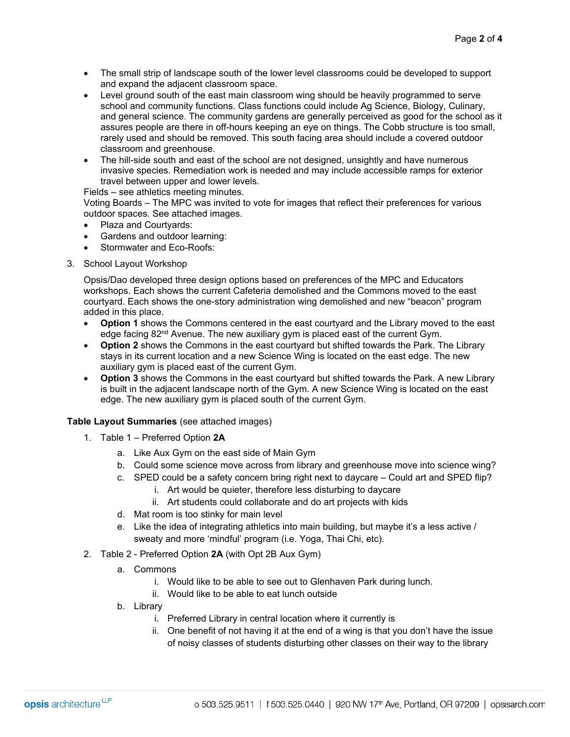- The small strip of landscape south of the lower level classrooms could be developed to support and expand the adjacent classroom space.
- Level ground south of the east main classroom wing should be heavily programmed to serve school and community functions. Class functions could include Ag Science, Biology, Culinary, and general science. The community gardens are generally perceived as good for the school as it assures people are there in off-hours keeping an eye on things. The Cobb structure is too small, rarely used and should be removed. This south facing area should include a covered outdoor classroom and greenhouse.
- The hill-side south and east of the school are not designed, unsightly and have numerous invasive species. Remediation work is needed and may include accessible ramps for exterior travel between upper and lower levels.

Fields – see athletics meeting minutes.

Voting Boards – The MPC was invited to vote for images that reflect their preferences for various outdoor spaces. See attached images.

- Plaza and Courtyards:
- Gardens and outdoor learning:
- Stormwater and Eco-Roofs:

3. School Layout Workshop

   Opsis/Dao developed three design options based on preferences of the MPC and Educators workshops. Each shows the current Cafeteria demolished and the Commons moved to the east courtyard. Each shows the one-story administration wing demolished and new "beacon" program added in this place.

   - **Option 1** shows the Commons centered in the east courtyard and the Library moved to the east edge facing 82nd Avenue. The new auxiliary gym is placed east of the current Gym.
   - **Option 2** shows the Commons in the east courtyard but shifted towards the Park. The Library stays in its current location and a new Science Wing is located on the east edge. The new auxiliary gym is placed east of the current Gym.
   - **Option 3** shows the Commons in the east courtyard but shifted towards the Park. A new Library is built in the adjacent landscape north of the Gym. A new Science Wing is located on the east edge. The new auxiliary gym is placed south of the current Gym.

**Table Layout Summaries** (see attached images)

1. Table 1 – Preferred Option **2A**
   a. Like Aux Gym on the east side of Main Gym
   b. Could some science move across from library and greenhouse move into science wing?
   c. SPED could be a safety concern bring right next to daycare – Could art and SPED flip?
      i. Art would be quieter, therefore less disturbing to daycare
      ii. Art students could collaborate and do art projects with kids
   d. Mat room is too stinky for main level
   e. Like the idea of integrating athletics into main building, but maybe it's a less active / sweaty and more 'mindful' program (i.e. Yoga, Thai Chi, etc).
2. Table 2 - Preferred Option **2A** (with Opt 2B Aux Gym)
   a. Commons
      i. Would like to be able to see out to Glenhaven Park during lunch.
      ii. Would like to be able to eat lunch outside
   b. Library
      i. Preferred Library in central location where it currently is
      ii. One benefit of not having it at the end of a wing is that you don't have the issue of noisy classes of students disturbing other classes on their way to the library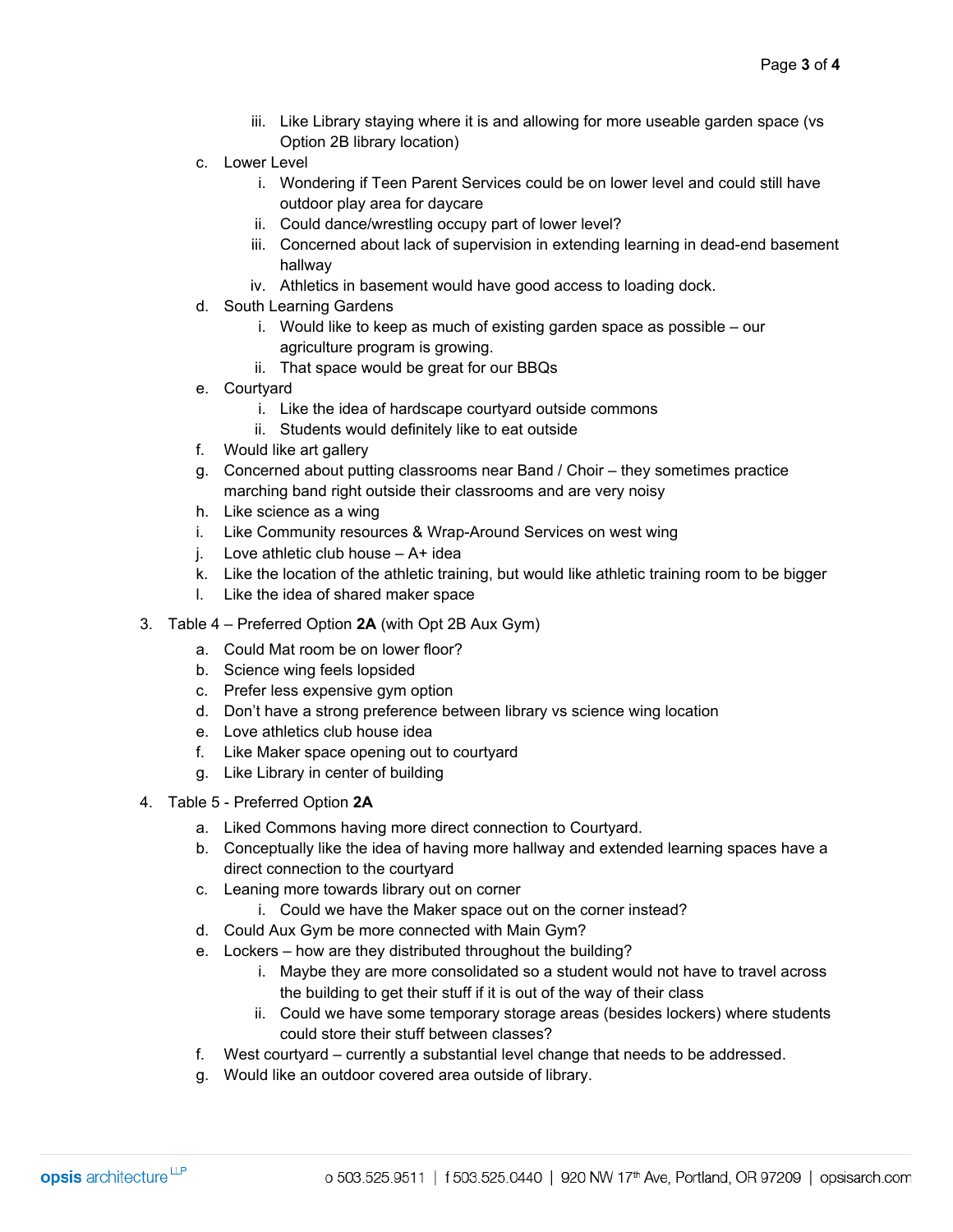iii. Like Library staying where it is and allowing for more useable garden space (vs Option 2B library location)

c. Lower Level
   i. Wondering if Teen Parent Services could be on lower level and could still have outdoor play area for daycare
   ii. Could dance/wrestling occupy part of lower level?
   iii. Concerned about lack of supervision in extending learning in dead-end basement hallway
   iv. Athletics in basement would have good access to loading dock.

d. South Learning Gardens
   i. Would like to keep as much of existing garden space as possible – our agriculture program is growing.
   ii. That space would be great for our BBQs

e. Courtyard
   i. Like the idea of hardscape courtyard outside commons
   ii. Students would definitely like to eat outside

f. Would like art gallery

g. Concerned about putting classrooms near Band / Choir – they sometimes practice marching band right outside their classrooms and are very noisy

h. Like science as a wing

i. Like Community resources & Wrap-Around Services on west wing

j. Love athletic club house – A+ idea

k. Like the location of the athletic training, but would like athletic training room to be bigger

l. Like the idea of shared maker space

3. Table 4 – Preferred Option **2A** (with Opt 2B Aux Gym)
   a. Could Mat room be on lower floor?
   b. Science wing feels lopsided
   c. Prefer less expensive gym option
   d. Don't have a strong preference between library vs science wing location
   e. Love athletics club house idea
   f. Like Maker space opening out to courtyard
   g. Like Library in center of building

4. Table 5 - Preferred Option **2A**
   a. Liked Commons having more direct connection to Courtyard.
   b. Conceptually like the idea of having more hallway and extended learning spaces have a direct connection to the courtyard
   c. Leaning more towards library out on corner
      i. Could we have the Maker space out on the corner instead?
   d. Could Aux Gym be more connected with Main Gym?
   e. Lockers – how are they distributed throughout the building?
      i. Maybe they are more consolidated so a student would not have to travel across the building to get their stuff if it is out of the way of their class
      ii. Could we have some temporary storage areas (besides lockers) where students could store their stuff between classes?
   f. West courtyard – currently a substantial level change that needs to be addressed.
   g. Would like an outdoor covered area outside of library.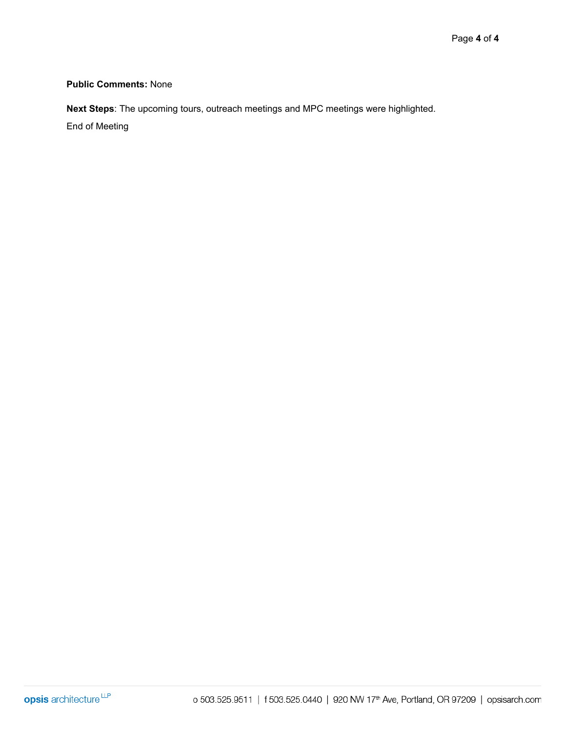**Public Comments:** None

**Next Steps**: The upcoming tours, outreach meetings and MPC meetings were highlighted.

End of Meeting